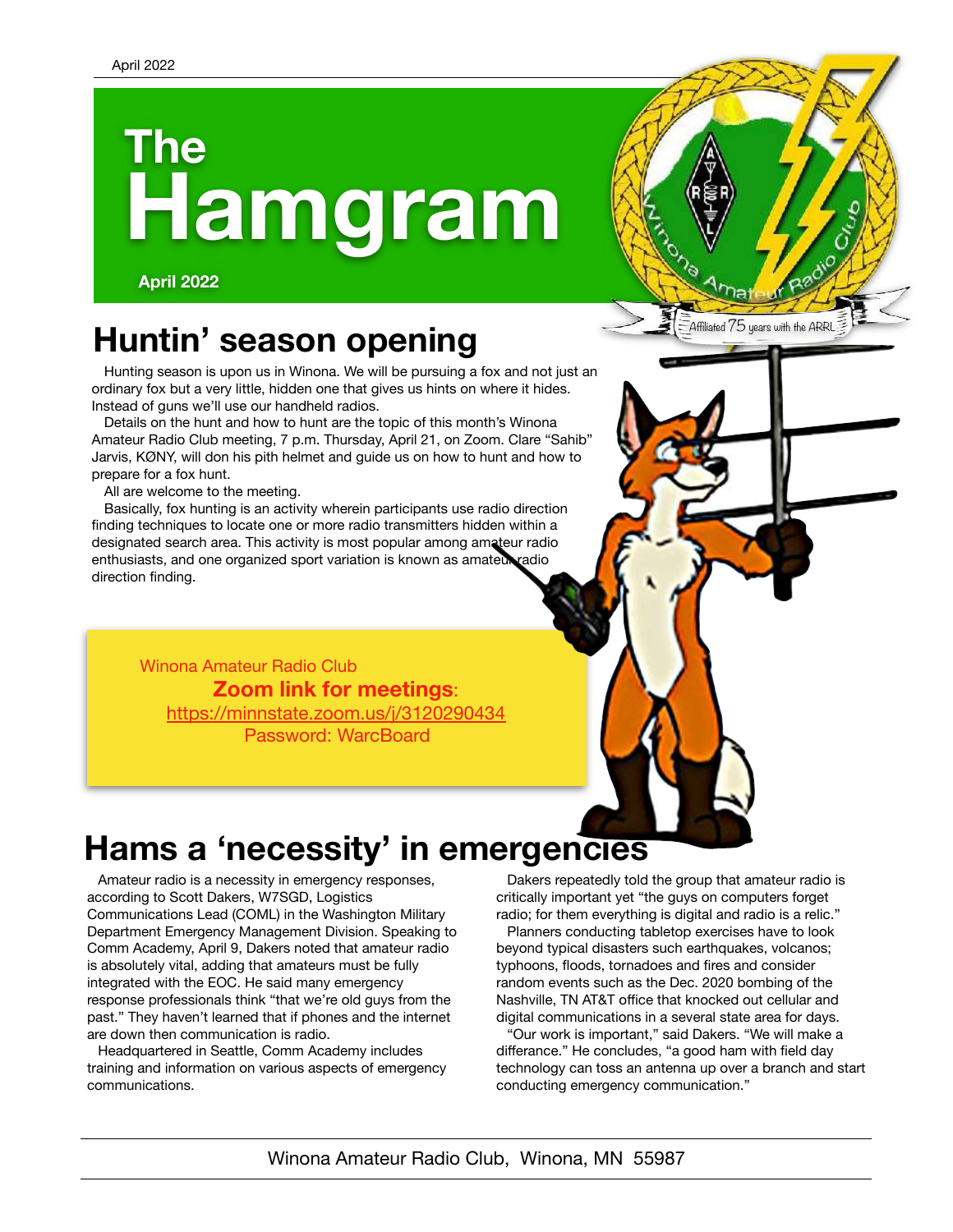# The Hamgram

**April 2022**

## Huntin' season opening

Hunting season is upon us in Winona. We will be pursuing a fox and not just an ordinary fox but a very little, hidden one that gives us hints on where it hides. Instead of guns we'll use our handheld radios.

Details on the hunt and how to hunt are the topic of this month's Winona Amateur Radio Club meeting, 7 p.m. Thursday, April 21, on Zoom. Clare "Sahib" Jarvis, KØNY, will don his pith helmet and guide us on how to hunt and how to prepare for a fox hunt.

All are welcome to the meeting.

Basically, fox hunting is an activity wherein participants use radio direction finding techniques to locate one or more radio transmitters hidden within a designated search area. This activity is most popular among amateur radio enthusiasts, and one organized sport variation is known as amateur radio direction finding.

> Winona Amateur Radio Club
> **Zoom link for meetings**:
> https://minnstate.zoom.us/j/3120290434
> Password: WarcBoard

## Hams a 'necessity' in emergencies

Amateur radio is a necessity in emergency responses, according to Scott Dakers, W7SGD, Logistics Communications Lead (COML) in the Washington Military Department Emergency Management Division. Speaking to Comm Academy, April 9, Dakers noted that amateur radio is absolutely vital, adding that amateurs must be fully integrated with the EOC. He said many emergency response professionals think "that we're old guys from the past." They haven't learned that if phones and the internet are down then communication is radio.

Headquartered in Seattle, Comm Academy includes training and information on various aspects of emergency communications.

Dakers repeatedly told the group that amateur radio is critically important yet "the guys on computers forget radio; for them everything is digital and radio is a relic."

Planners conducting tabletop exercises have to look beyond typical disasters such earthquakes, volcanos; typhoons, floods, tornadoes and fires and consider random events such as the Dec. 2020 bombing of the Nashville, TN AT&T office that knocked out cellular and digital communications in a several state area for days.

"Our work is important," said Dakers. "We will make a differance." He concludes, "a good ham with field day technology can toss an antenna up over a branch and start conducting emergency communication."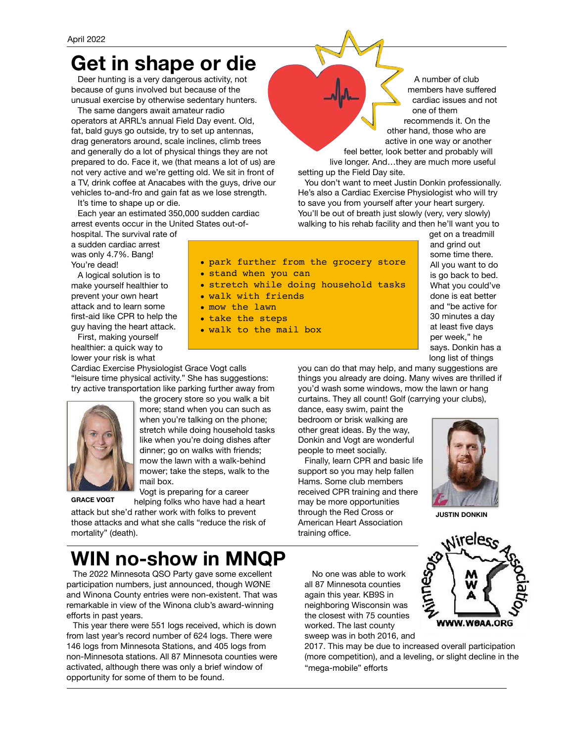# Get in shape or die

Deer hunting is a very dangerous activity, not because of guns involved but because of the unusual exercise by otherwise sedentary hunters.

The same dangers await amateur radio operators at ARRL's annual Field Day event. Old, fat, bald guys go outside, try to set up antennas, drag generators around, scale inclines, climb trees and generally do a lot of physical things they are not prepared to do. Face it, we (that means a lot of us) are not very active and we're getting old. We sit in front of a TV, drink coffee at Anacabes with the guys, drive our vehicles to-and-fro and gain fat as we lose strength.

It's time to shape up or die.

Each year an estimated 350,000 sudden cardiac arrest events occur in the United States out-of-hospital. The survival rate of a sudden cardiac arrest was only 4.7%. Bang! You're dead!

A logical solution is to make yourself healthier to prevent your own heart attack and to learn some first-aid like CPR to help the guy having the heart attack.

First, making yourself healthier: a quick way to lower your risk is what Cardiac Exercise Physiologist Grace Vogt calls "leisure time physical activity." She has suggestions: try active transportation like parking further away from the grocery store so you walk a bit more; stand when you can such as when you're talking on the phone; stretch while doing household tasks like when you're doing dishes after dinner; go on walks with friends; mow the lawn with a walk-behind mower; take the steps, walk to the mail box.

**GRACE VOGT**

Vogt is preparing for a career helping folks who have had a heart attack but she'd rather work with folks to prevent those attacks and what she calls "reduce the risk of mortality" (death).

- park further from the grocery store
- stand when you can
- stretch while doing household tasks
- walk with friends
- mow the lawn
- take the steps
- walk to the mail box

A number of club members have suffered cardiac issues and not one of them recommends it. On the other hand, those who are active in one way or another feel better, look better and probably will live longer. And…they are much more useful setting up the Field Day site.

You don't want to meet Justin Donkin professionally. He's also a Cardiac Exercise Physiologist who will try to save you from yourself after your heart surgery. You'll be out of breath just slowly (very, very slowly) walking to his rehab facility and then he'll want you to get on a treadmill and grind out some time there. All you want to do is go back to bed. What you could've done is eat better and "be active for 30 minutes a day at least five days per week," he says. Donkin has a long list of things you can do that may help, and many suggestions are things you already are doing. Many wives are thrilled if you'd wash some windows, mow the lawn or hang curtains. They all count! Golf (carrying your clubs), dance, easy swim, paint the bedroom or brisk walking are other great ideas. By the way, Donkin and Vogt are wonderful people to meet socially.

Finally, learn CPR and basic life support so you may help fallen Hams. Some club members received CPR training and there may be more opportunities through the Red Cross or American Heart Association training office.

**JUSTIN DONKIN**

# WIN no-show in MNQP

The 2022 Minnesota QSO Party gave some excellent participation numbers, just announced, though WØNE and Winona County entries were non-existent. That was remarkable in view of the Winona club's award-winning efforts in past years.

This year there were 551 logs received, which is down from last year's record number of 624 logs. There were 146 logs from Minnesota Stations, and 405 logs from non-Minnesota stations. All 87 Minnesota counties were activated, although there was only a brief window of opportunity for some of them to be found.

No one was able to work all 87 Minnesota counties again this year. KB9S in neighboring Wisconsin was the closest with 75 counties worked. The last county sweep was in both 2016, and 2017. This may be due to increased overall participation (more competition), and a leveling, or slight decline in the "mega-mobile" efforts

Minnesota Wireless Association MWA WWW.WØAA.ORG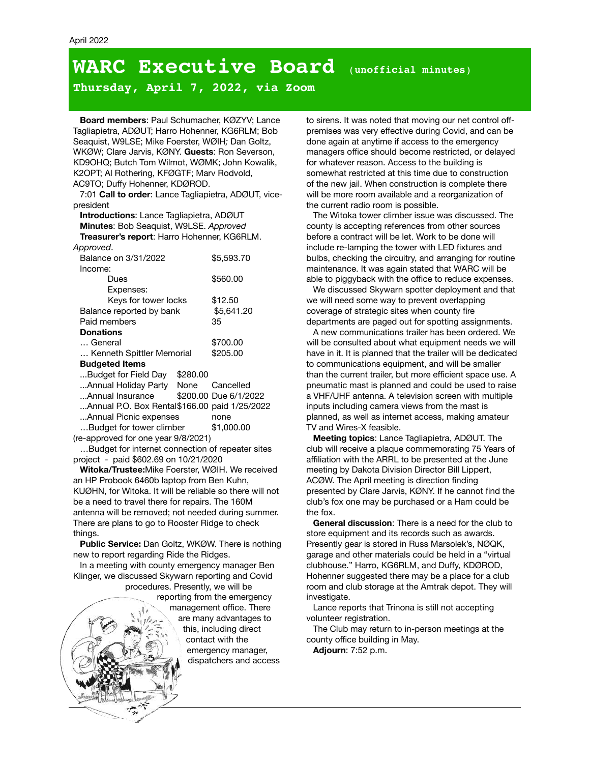# WARC Executive Board (unofficial minutes)

## Thursday, April 7, 2022, via Zoom

**Board members**: Paul Schumacher, KØZYV; Lance Tagliapietra, ADØUT; Harro Hohenner, KG6RLM; Bob Seaquist, W9LSE; Mike Foerster, WØIH*;* Dan Goltz, WKØW; Clare Jarvis, KØNY. **Guests**: Ron Severson, KD9OHQ; Butch Tom Wilmot, WØMK; John Kowalik, K2OPT; Al Rothering, KFØGTF; Marv Rodvold, AC9TO; Duffy Hohenner, KDØROD.

7:01 **Call to order**: Lance Tagliapietra, ADØUT, vice-president

**Introductions**: Lance Tagliapietra, ADØUT

**Minutes**: Bob Seaquist, W9LSE. *Approved*

**Treasurer's report**: Harro Hohenner, KG6RLM. *Approved*.

| | | |
|---|---|---|
| Balance on 3/31/2022 | $5,593.70 | |
| Income: | | |
| Dues | $560.00 | |
| Expenses: | | |
| Keys for tower locks | $12.50 | |
| Balance reported by bank | $5,641.20 | |
| Paid members | 35 | |
| **Donations** | | |
| … General | $700.00 | |
| … Kenneth Spittler Memorial | $205.00 | |
| **Budgeted Items** | | |
| ...Budget for Field Day | $280.00 | |
| ...Annual Holiday Party | None | Cancelled |
| ...Annual Insurance | $200.00 | Due 6/1/2022 |
| ...Annual P.O. Box Rental | $166.00 | paid 1/25/2022 |
| ...Annual Picnic expenses | none | |
| …Budget for tower climber | $1,000.00 | |

(re-approved for one year 9/8/2021)

…Budget for internet connection of repeater sites project - paid $602.69 on 10/21/2020

**Witoka/Trustee:** Mike Foerster, WØIH. We received an HP Probook 6460b laptop from Ben Kuhn, KUØHN, for Witoka. It will be reliable so there will not be a need to travel there for repairs. The 160M antenna will be removed; not needed during summer. There are plans to go to Rooster Ridge to check things.

**Public Service:** Dan Goltz, WKØW. There is nothing new to report regarding Ride the Ridges.

In a meeting with county emergency manager Ben Klinger, we discussed Skywarn reporting and Covid procedures. Presently, we will be reporting from the emergency management office. There are many advantages to this, including direct contact with the emergency manager, dispatchers and access to sirens. It was noted that moving our net control off-premises was very effective during Covid, and can be done again at anytime if access to the emergency managers office should become restricted, or delayed for whatever reason. Access to the building is somewhat restricted at this time due to construction of the new jail. When construction is complete there will be more room available and a reorganization of the current radio room is possible.

The Witoka tower climber issue was discussed. The county is accepting references from other sources before a contract will be let. Work to be done will include re-lamping the tower with LED fixtures and bulbs, checking the circuitry, and arranging for routine maintenance. It was again stated that WARC will be able to piggyback with the office to reduce expenses.

We discussed Skywarn spotter deployment and that we will need some way to prevent overlapping coverage of strategic sites when county fire departments are paged out for spotting assignments.

A new communications trailer has been ordered. We will be consulted about what equipment needs we will have in it. It is planned that the trailer will be dedicated to communications equipment, and will be smaller than the current trailer, but more efficient space use. A pneumatic mast is planned and could be used to raise a VHF/UHF antenna. A television screen with multiple inputs including camera views from the mast is planned, as well as internet access, making amateur TV and Wires-X feasible.

**Meeting topics**: Lance Tagliapietra, ADØUT. The club will receive a plaque commemorating 75 Years of affiliation with the ARRL to be presented at the June meeting by Dakota Division Director Bill Lippert, ACØW. The April meeting is direction finding presented by Clare Jarvis, KØNY. If he cannot find the club's fox one may be purchased or a Ham could be the fox.

**General discussion**: There is a need for the club to store equipment and its records such as awards. Presently gear is stored in Russ Marsolek's, NØQK, garage and other materials could be held in a "virtual clubhouse." Harro, KG6RLM, and Duffy, KDØROD, Hohenner suggested there may be a place for a club room and club storage at the Amtrak depot. They will investigate.

Lance reports that Trinona is still not accepting volunteer registration.

The Club may return to in-person meetings at the county office building in May.

**Adjourn**: 7:52 p.m.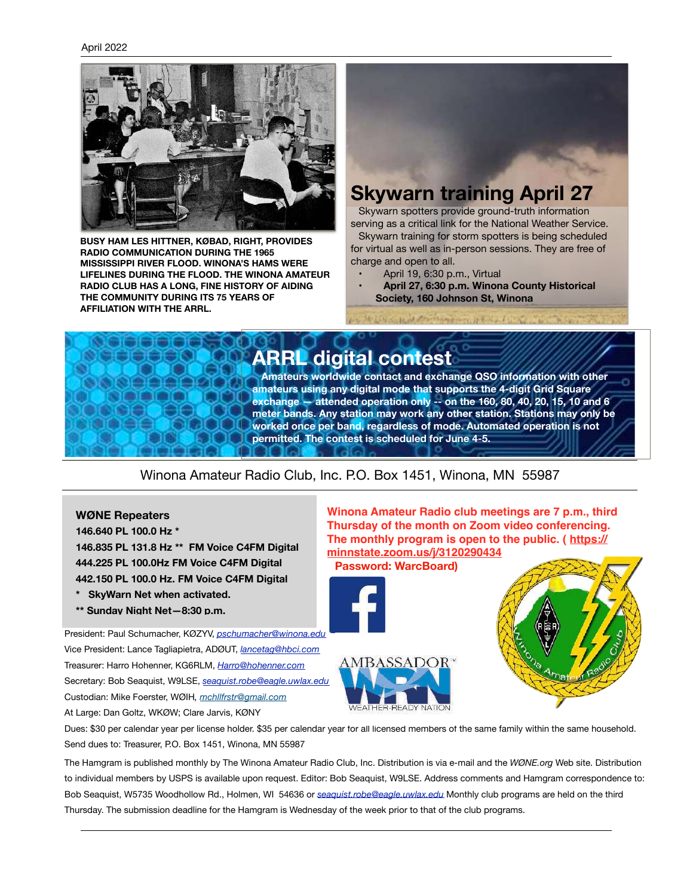April 2022

BUSY HAM LES HITTNER, KØBAD, RIGHT, PROVIDES RADIO COMMUNICATION DURING THE 1965 MISSISSIPPI RIVER FLOOD. WINONA'S HAMS WERE LIFELINES DURING THE FLOOD. THE WINONA AMATEUR RADIO CLUB HAS A LONG, FINE HISTORY OF AIDING THE COMMUNITY DURING ITS 75 YEARS OF AFFILIATION WITH THE ARRL.

# Skywarn training April 27

Skywarn spotters provide ground-truth information serving as a critical link for the National Weather Service.

Skywarn training for storm spotters is being scheduled for virtual as well as in-person sessions. They are free of charge and open to all.

- April 19, 6:30 p.m., Virtual
- **April 27, 6:30 p.m. Winona County Historical Society, 160 Johnson St, Winona**

# ARRL digital contest

**Amateurs worldwide contact and exchange QSO information with other amateurs using any digital mode that supports the 4-digit Grid Square exchange — attended operation only -- on the 160, 80, 40, 20, 15, 10 and 6 meter bands. Any station may work any other station. Stations may only be worked once per band, regardless of mode. Automated operation is not permitted. The contest is scheduled for June 4-5.**

Winona Amateur Radio Club, Inc. P.O. Box 1451, Winona, MN 55987

**WØNE Repeaters**

**146.640 PL 100.0 Hz ***

**146.835 PL 131.8 Hz ** FM Voice C4FM Digital**

**444.225 PL 100.0Hz FM Voice C4FM Digital**

**442.150 PL 100.0 Hz. FM Voice C4FM Digital**

**\* SkyWarn Net when activated.**

**\*\* Sunday Night Net—8:30 p.m.**

**Winona Amateur Radio club meetings are 7 p.m., third Thursday of the month on Zoom video conferencing. The monthly program is open to the public. ( https://minnstate.zoom.us/j/3120290434 Password: WarcBoard)**

President: Paul Schumacher, KØZYV, *pschumacher@winona.edu*

Vice President: Lance Tagliapietra, ADØUT, *lancetag@hbci.com*

Treasurer: Harro Hohenner, KG6RLM, *Harro@hohenner.com*

Secretary: Bob Seaquist, W9LSE, *seaquist.robe@eagle.uwlax.edu*

Custodian: Mike Foerster, WØIH, *mchllfrstr@gmail.com*

At Large: Dan Goltz, WKØW; Clare Jarvis, KØNY

Dues: $30 per calendar year per license holder. $35 per calendar year for all licensed members of the same family within the same household. Send dues to: Treasurer, P.O. Box 1451, Winona, MN 55987

The Hamgram is published monthly by The Winona Amateur Radio Club, Inc. Distribution is via e-mail and the *WØNE.org* Web site. Distribution to individual members by USPS is available upon request. Editor: Bob Seaquist, W9LSE. Address comments and Hamgram correspondence to: Bob Seaquist, W5735 Woodhollow Rd., Holmen, WI 54636 or *seaquist.robe@eagle.uwlax.edu* Monthly club programs are held on the third Thursday. The submission deadline for the Hamgram is Wednesday of the week prior to that of the club programs.